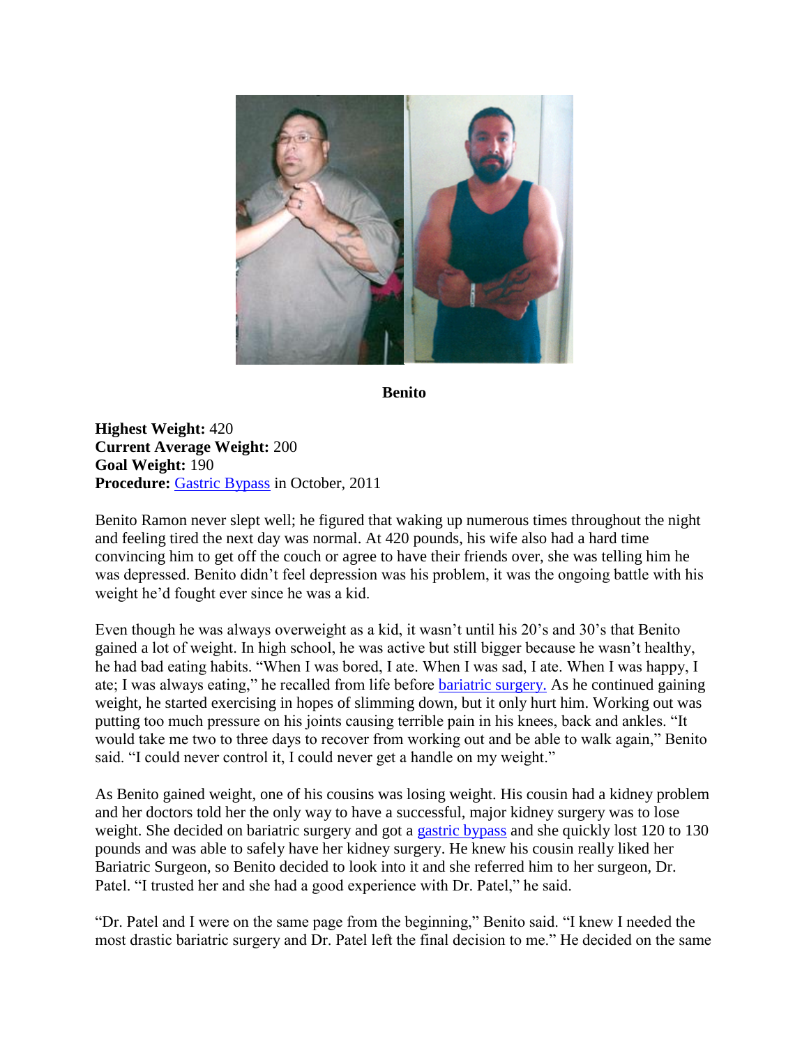**Benito**

**Highest Weight:** 420
**Current Average Weight:** 200
**Goal Weight:** 190
**Procedure:** Gastric Bypass in October, 2011

Benito Ramon never slept well; he figured that waking up numerous times throughout the night and feeling tired the next day was normal. At 420 pounds, his wife also had a hard time convincing him to get off the couch or agree to have their friends over, she was telling him he was depressed. Benito didn't feel depression was his problem, it was the ongoing battle with his weight he'd fought ever since he was a kid.

Even though he was always overweight as a kid, it wasn't until his 20's and 30's that Benito gained a lot of weight. In high school, he was active but still bigger because he wasn't healthy, he had bad eating habits. "When I was bored, I ate. When I was sad, I ate. When I was happy, I ate; I was always eating," he recalled from life before bariatric surgery. As he continued gaining weight, he started exercising in hopes of slimming down, but it only hurt him. Working out was putting too much pressure on his joints causing terrible pain in his knees, back and ankles. "It would take me two to three days to recover from working out and be able to walk again," Benito said. "I could never control it, I could never get a handle on my weight."

As Benito gained weight, one of his cousins was losing weight. His cousin had a kidney problem and her doctors told her the only way to have a successful, major kidney surgery was to lose weight. She decided on bariatric surgery and got a gastric bypass and she quickly lost 120 to 130 pounds and was able to safely have her kidney surgery. He knew his cousin really liked her Bariatric Surgeon, so Benito decided to look into it and she referred him to her surgeon, Dr. Patel. "I trusted her and she had a good experience with Dr. Patel," he said.

"Dr. Patel and I were on the same page from the beginning," Benito said. "I knew I needed the most drastic bariatric surgery and Dr. Patel left the final decision to me." He decided on the same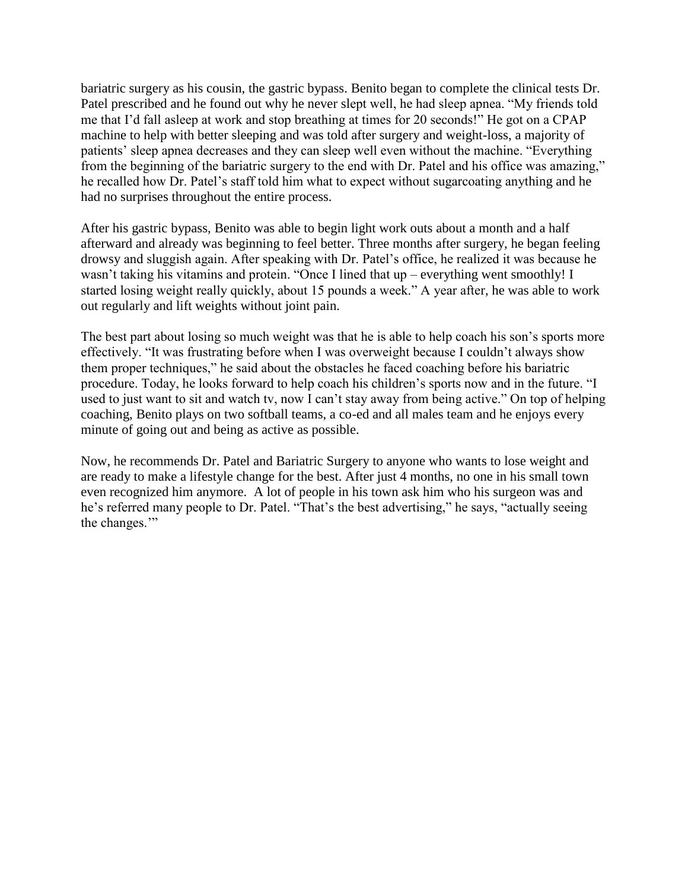bariatric surgery as his cousin, the gastric bypass. Benito began to complete the clinical tests Dr. Patel prescribed and he found out why he never slept well, he had sleep apnea. “My friends told me that I’d fall asleep at work and stop breathing at times for 20 seconds!” He got on a CPAP machine to help with better sleeping and was told after surgery and weight-loss, a majority of patients’ sleep apnea decreases and they can sleep well even without the machine. “Everything from the beginning of the bariatric surgery to the end with Dr. Patel and his office was amazing,” he recalled how Dr. Patel’s staff told him what to expect without sugarcoating anything and he had no surprises throughout the entire process.

After his gastric bypass, Benito was able to begin light work outs about a month and a half afterward and already was beginning to feel better. Three months after surgery, he began feeling drowsy and sluggish again. After speaking with Dr. Patel’s office, he realized it was because he wasn’t taking his vitamins and protein. “Once I lined that up – everything went smoothly! I started losing weight really quickly, about 15 pounds a week.” A year after, he was able to work out regularly and lift weights without joint pain.

The best part about losing so much weight was that he is able to help coach his son’s sports more effectively. “It was frustrating before when I was overweight because I couldn’t always show them proper techniques,” he said about the obstacles he faced coaching before his bariatric procedure. Today, he looks forward to help coach his children’s sports now and in the future. “I used to just want to sit and watch tv, now I can’t stay away from being active.” On top of helping coaching, Benito plays on two softball teams, a co-ed and all males team and he enjoys every minute of going out and being as active as possible.

Now, he recommends Dr. Patel and Bariatric Surgery to anyone who wants to lose weight and are ready to make a lifestyle change for the best. After just 4 months, no one in his small town even recognized him anymore. A lot of people in his town ask him who his surgeon was and he’s referred many people to Dr. Patel. “That’s the best advertising,” he says, “actually seeing the changes.’”